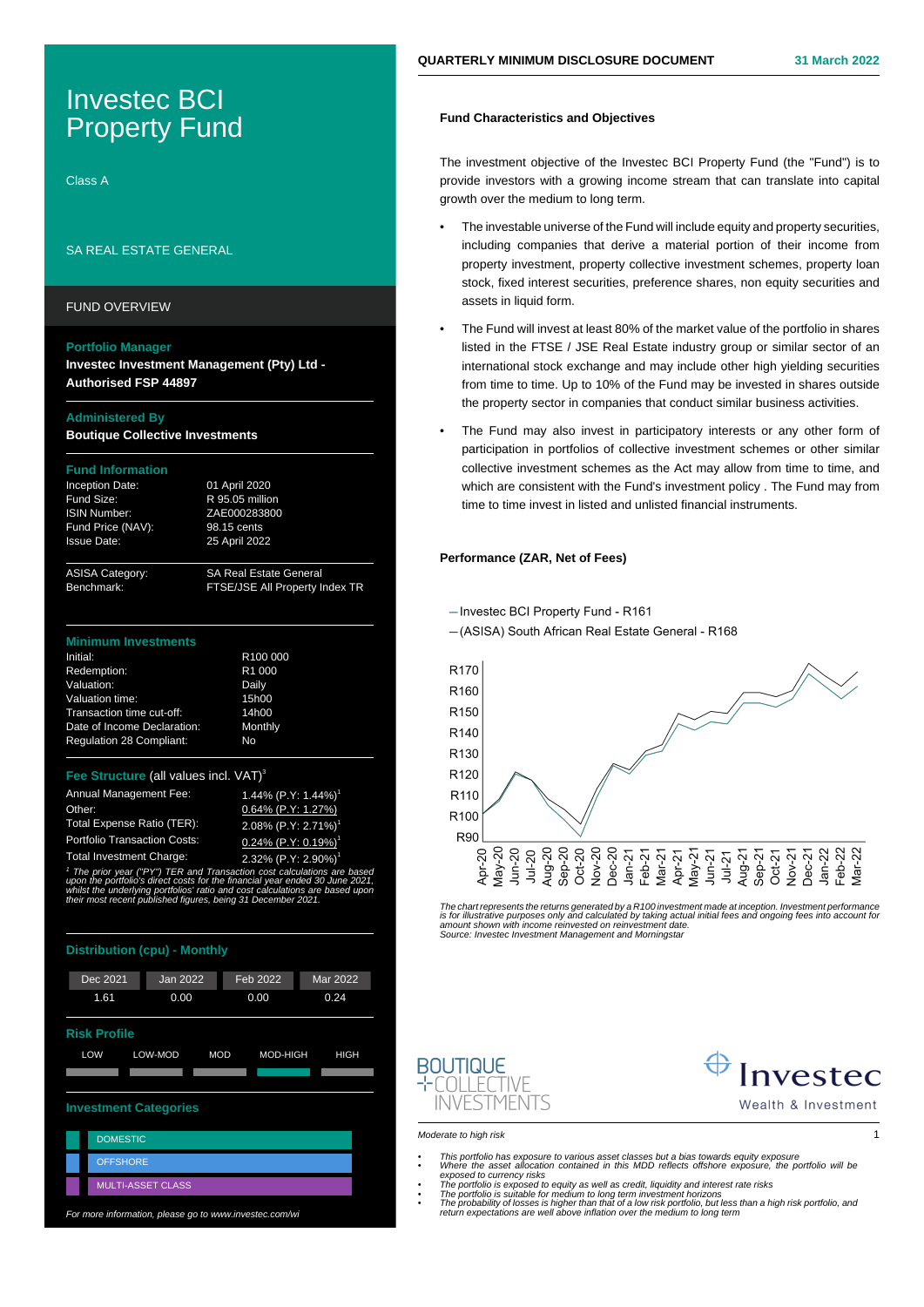# Investec BCI Property Fund

Class A

SA REAL ESTATE GENERAL

## FUND OVERVIEW

**Portfolio Manager**
**Investec Investment Management (Pty) Ltd - Authorised FSP 44897**

**Administered By**
**Boutique Collective Investments**

**Fund Information**

| | |
|---|---|
| Inception Date: | 01 April 2020 |
| Fund Size: | R 95.05 million |
| ISIN Number: | ZAE000283800 |
| Fund Price (NAV): | 98.15 cents |
| Issue Date: | 25 April 2022 |
| ASISA Category: | SA Real Estate General |
| Benchmark: | FTSE/JSE All Property Index TR |

**Minimum Investments**

| | |
|---|---|
| Initial: | R100 000 |
| Redemption: | R1 000 |
| Valuation: | Daily |
| Valuation time: | 15h00 |
| Transaction time cut-off: | 14h00 |
| Date of Income Declaration: | Monthly |
| Regulation 28 Compliant: | No |

**Fee Structure** (all values incl. VAT)[3]

| | |
|---|---|
| Annual Management Fee: | 1.44% (P.Y: 1.44%)[1] |
| Other: | 0.64% (P.Y: 1.27%) |
| Total Expense Ratio (TER): | 2.08% (P.Y: 2.71%)[1] |
| Portfolio Transaction Costs: | 0.24% (P.Y: 0.19%)[1] |
| Total Investment Charge: | 2.32% (P.Y: 2.90%)[1] |

*[1] The prior year ("PY") TER and Transaction cost calculations are based upon the portfolio's direct costs for the financial year ended 30 June 2021, whilst the underlying portfolios' ratio and cost calculations are based upon their most recent published figures, being 31 December 2021.*

**Distribution (cpu) - Monthly**

| Dec 2021 | Jan 2022 | Feb 2022 | Mar 2022 |
|---|---|---|---|
| 1.61 | 0.00 | 0.00 | 0.24 |

**Risk Profile**

LOW | LOW-MOD | MOD | MOD-HIGH | HIGH

**Investment Categories**

- DOMESTIC
- OFFSHORE
- MULTI-ASSET CLASS

*For more information, please go to www.investec.com/wi*

## QUARTERLY MINIMUM DISCLOSURE DOCUMENT — 31 March 2022

### Fund Characteristics and Objectives

The investment objective of the Investec BCI Property Fund (the "Fund") is to provide investors with a growing income stream that can translate into capital growth over the medium to long term.

- The investable universe of the Fund will include equity and property securities, including companies that derive a material portion of their income from property investment, property collective investment schemes, property loan stock, fixed interest securities, preference shares, non equity securities and assets in liquid form.
- The Fund will invest at least 80% of the market value of the portfolio in shares listed in the FTSE / JSE Real Estate industry group or similar sector of an international stock exchange and may include other high yielding securities from time to time. Up to 10% of the Fund may be invested in shares outside the property sector in companies that conduct similar business activities.
- The Fund may also invest in participatory interests or any other form of participation in portfolios of collective investment schemes or other similar collective investment schemes as the Act may allow from time to time, and which are consistent with the Fund's investment policy . The Fund may from time to time invest in listed and unlisted financial instruments.

### Performance (ZAR, Net of Fees)

– Investec BCI Property Fund - R161
– (ASISA) South African Real Estate General - R168

*The chart represents the returns generated by a R100 investment made at inception. Investment performance is for illustrative purposes only and calculated by taking actual initial fees and ongoing fees into account for amount shown with income reinvested on reinvestment date.*
*Source: Investec Investment Management and Morningstar*

*Moderate to high risk*

- *This portfolio has exposure to various asset classes but a bias towards equity exposure*
- *Where the asset allocation contained in this MDD reflects offshore exposure, the portfolio will be exposed to currency risks*
- *The portfolio is exposed to equity as well as credit, liquidity and interest rate risks*
- *The portfolio is suitable for medium to long term investment horizons*
- *The probability of losses is higher than that of a low risk portfolio, but less than a high risk portfolio, and return expectations are well above inflation over the medium to long term*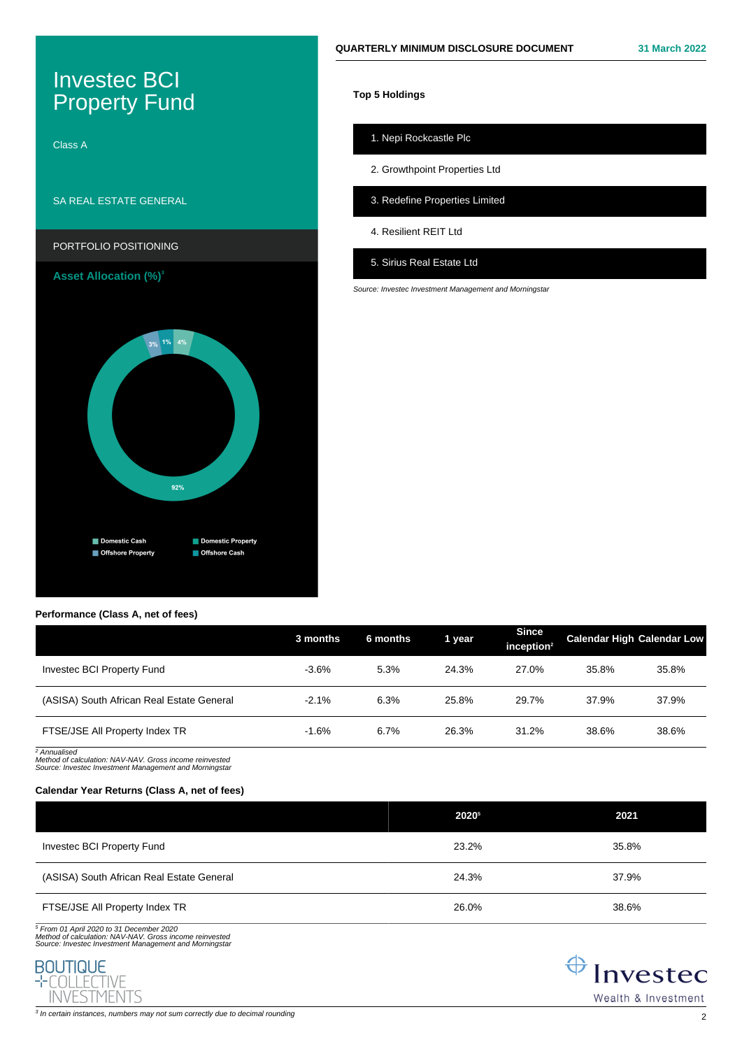# Investec BCI Property Fund

Class A

SA REAL ESTATE GENERAL

QUARTERLY MINIMUM DISCLOSURE DOCUMENT — 31 March 2022

## PORTFOLIO POSITIONING

### Asset Allocation (%)[3]

- Domestic Cash: 1%
- Domestic Property: 92%
- Offshore Property: 3%
- Offshore Cash: 4%

### Top 5 Holdings

1. Nepi Rockcastle Plc
2. Growthpoint Properties Ltd
3. Redefine Properties Limited
4. Resilient REIT Ltd
5. Sirius Real Estate Ltd

*Source: Investec Investment Management and Morningstar*

### Performance (Class A, net of fees)

| | 3 months | 6 months | 1 year | Since inception[2] | Calendar High | Calendar Low |
|---|---|---|---|---|---|---|
| Investec BCI Property Fund | -3.6% | 5.3% | 24.3% | 27.0% | 35.8% | 35.8% |
| (ASISA) South African Real Estate General | -2.1% | 6.3% | 25.8% | 29.7% | 37.9% | 37.9% |
| FTSE/JSE All Property Index TR | -1.6% | 6.7% | 26.3% | 31.2% | 38.6% | 38.6% |

*[2] Annualised*
*Method of calculation: NAV-NAV. Gross income reinvested*
*Source: Investec Investment Management and Morningstar*

### Calendar Year Returns (Class A, net of fees)

| | 2020[5] | 2021 |
|---|---|---|
| Investec BCI Property Fund | 23.2% | 35.8% |
| (ASISA) South African Real Estate General | 24.3% | 37.9% |
| FTSE/JSE All Property Index TR | 26.0% | 38.6% |

*[5] From 01 April 2020 to 31 December 2020*
*Method of calculation: NAV-NAV. Gross income reinvested*
*Source: Investec Investment Management and Morningstar*

BOUTIQUE COLLECTIVE INVESTMENTS

Investec Wealth & Investment

*[3] In certain instances, numbers may not sum correctly due to decimal rounding*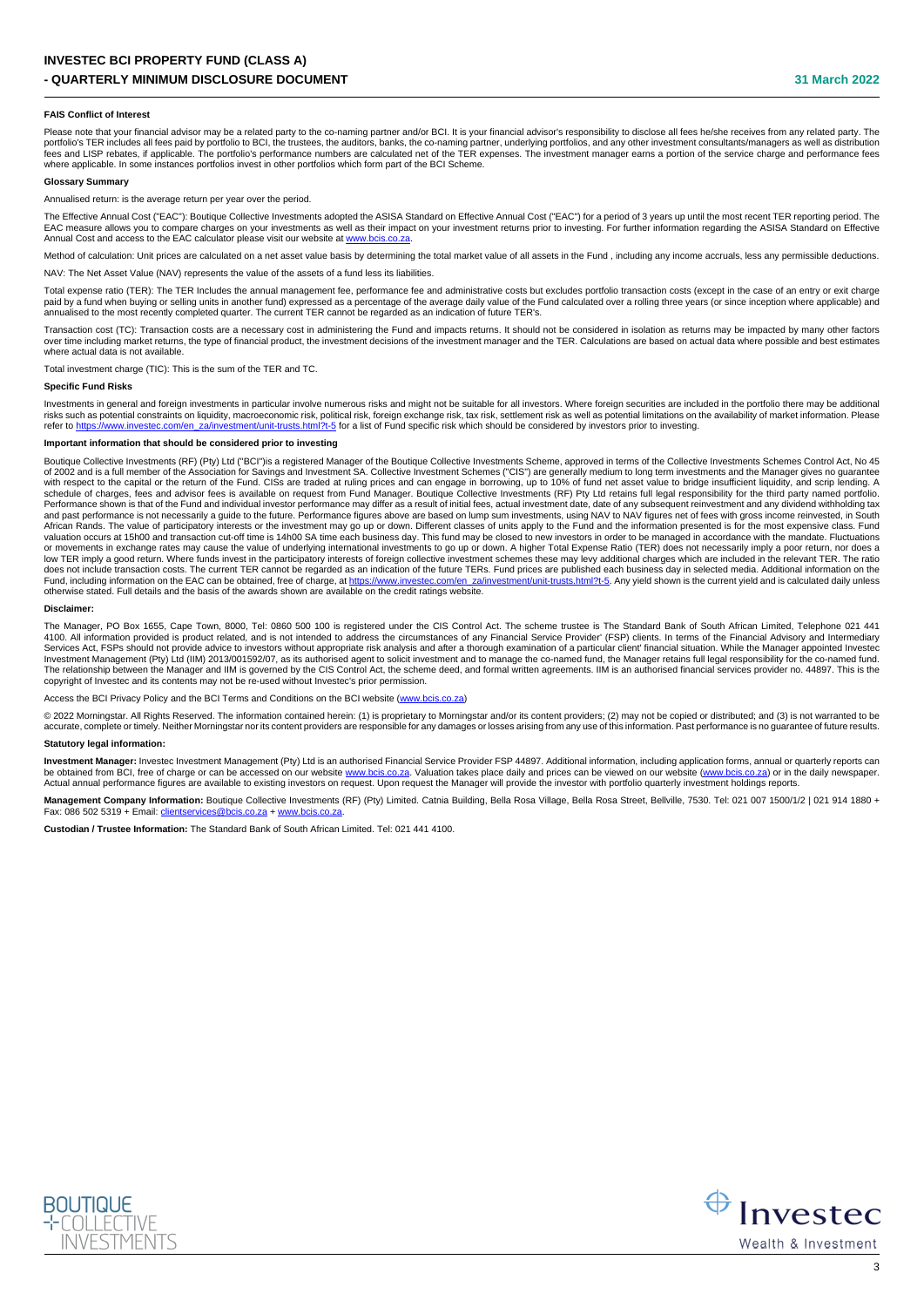#### FAIS Conflict of Interest

Please note that your financial advisor may be a related party to the co-naming partner and/or BCI. It is your financial advisor's responsibility to disclose all fees he/she receives from any related party. The portfolio's TER includes all fees paid by portfolio to BCI, the trustees, the auditors, banks, the co-naming partner, underlying portfolios, and any other investment consultants/managers as well as distribution fees and LISP rebates, if applicable. The portfolio's performance numbers are calculated net of the TER expenses. The investment manager earns a portion of the service charge and performance fees where applicable. In some instances portfolios invest in other portfolios which form part of the BCI Scheme.

#### Glossary Summary

Annualised return: is the average return per year over the period.

The Effective Annual Cost ("EAC"): Boutique Collective Investments adopted the ASISA Standard on Effective Annual Cost ("EAC") for a period of 3 years up until the most recent TER reporting period. The EAC measure allows you to compare charges on your investments as well as their impact on your investment returns prior to investing. For further information regarding the ASISA Standard on Effective Annual Cost and access to the EAC calculator please visit our website at www.bcis.co.za.

Method of calculation: Unit prices are calculated on a net asset value basis by determining the total market value of all assets in the Fund , including any income accruals, less any permissible deductions.

NAV: The Net Asset Value (NAV) represents the value of the assets of a fund less its liabilities.

Total expense ratio (TER): The TER Includes the annual management fee, performance fee and administrative costs but excludes portfolio transaction costs (except in the case of an entry or exit charge paid by a fund when buying or selling units in another fund) expressed as a percentage of the average daily value of the Fund calculated over a rolling three years (or since inception where applicable) and annualised to the most recently completed quarter. The current TER cannot be regarded as an indication of future TER's.

Transaction cost (TC): Transaction costs are a necessary cost in administering the Fund and impacts returns. It should not be considered in isolation as returns may be impacted by many other factors over time including market returns, the type of financial product, the investment decisions of the investment manager and the TER. Calculations are based on actual data where possible and best estimates where actual data is not available.

Total investment charge (TIC): This is the sum of the TER and TC.

#### Specific Fund Risks

Investments in general and foreign investments in particular involve numerous risks and might not be suitable for all investors. Where foreign securities are included in the portfolio there may be additional risks such as potential constraints on liquidity, macroeconomic risk, political risk, foreign exchange risk, tax risk, settlement risk as well as potential limitations on the availability of market information. Please refer to https://www.investec.com/en_za/investment/unit-trusts.html?t-5 for a list of Fund specific risk which should be considered by investors prior to investing.

#### Important information that should be considered prior to investing

Boutique Collective Investments (RF) (Pty) Ltd ("BCI")is a registered Manager of the Boutique Collective Investments Scheme, approved in terms of the Collective Investments Schemes Control Act, No 45 of 2002 and is a full member of the Association for Savings and Investment SA. Collective Investment Schemes ("CIS") are generally medium to long term investments and the Manager gives no guarantee with respect to the capital or the return of the Fund. CISs are traded at ruling prices and can engage in borrowing, up to 10% of fund net asset value to bridge insufficient liquidity, and scrip lending. A schedule of charges, fees and advisor fees is available on request from Fund Manager. Boutique Collective Investments (RF) Pty Ltd retains full legal responsibility for the third party named portfolio. Performance shown is that of the Fund and individual investor performance may differ as a result of initial fees, actual investment date, date of any subsequent reinvestment and any dividend withholding tax and past performance is not necessarily a guide to the future. Performance figures above are based on lump sum investments, using NAV to NAV figures net of fees with gross income reinvested, in South African Rands. The value of participatory interests or the investment may go up or down. Different classes of units apply to the Fund and the information presented is for the most expensive class. Fund valuation occurs at 15h00 and transaction cut-off time is 14h00 SA time each business day. This fund may be closed to new investors in order to be managed in accordance with the mandate. Fluctuations or movements in exchange rates may cause the value of underlying international investments to go up or down. A higher Total Expense Ratio (TER) does not necessarily imply a poor return, nor does a low TER imply a good return. Where funds invest in the participatory interests of foreign collective investment schemes these may levy additional charges which are included in the relevant TER. The ratio does not include transaction costs. The current TER cannot be regarded as an indication of the future TERs. Fund prices are published each business day in selected media. Additional information on the Fund, including information on the EAC can be obtained, free of charge, at https://www.investec.com/en_za/investment/unit-trusts.html?t-5. Any yield shown is the current yield and is calculated daily unless otherwise stated. Full details and the basis of the awards shown are available on the credit ratings website.

#### Disclaimer:

The Manager, PO Box 1655, Cape Town, 8000, Tel: 0860 500 100 is registered under the CIS Control Act. The scheme trustee is The Standard Bank of South African Limited, Telephone 021 441 4100. All information provided is product related, and is not intended to address the circumstances of any Financial Service Provider' (FSP) clients. In terms of the Financial Advisory and Intermediary Services Act, FSPs should not provide advice to investors without appropriate risk analysis and after a thorough examination of a particular client' financial situation. While the Manager appointed Investec Investment Management (Pty) Ltd (IIM) 2013/001592/07, as its authorised agent to solicit investment and to manage the co-named fund, the Manager retains full legal responsibility for the co-named fund. The relationship between the Manager and IIM is governed by the CIS Control Act, the scheme deed, and formal written agreements. IIM is an authorised financial services provider no. 44897. This is the copyright of Investec and its contents may not be re-used without Investec's prior permission.

Access the BCI Privacy Policy and the BCI Terms and Conditions on the BCI website (www.bcis.co.za)

© 2022 Morningstar. All Rights Reserved. The information contained herein: (1) is proprietary to Morningstar and/or its content providers; (2) may not be copied or distributed; and (3) is not warranted to be accurate, complete or timely. Neither Morningstar nor its content providers are responsible for any damages or losses arising from any use of this information. Past performance is no guarantee of future results.

#### Statutory legal information:

**Investment Manager:** Investec Investment Management (Pty) Ltd is an authorised Financial Service Provider FSP 44897. Additional information, including application forms, annual or quarterly reports can be obtained from BCI, free of charge or can be accessed on our website www.bcis.co.za. Valuation takes place daily and prices can be viewed on our website (www.bcis.co.za) or in the daily newspaper. Actual annual performance figures are available to existing investors on request. Upon request the Manager will provide the investor with portfolio quarterly investment holdings reports.

**Management Company Information:** Boutique Collective Investments (RF) (Pty) Limited. Catnia Building, Bella Rosa Village, Bella Rosa Street, Bellville, 7530. Tel: 021 007 1500/1/2 | 021 914 1880 + Fax: 086 502 5319 + Email: clientservices@bcis.co.za + www.bcis.co.za.

**Custodian / Trustee Information:** The Standard Bank of South African Limited. Tel: 021 441 4100.